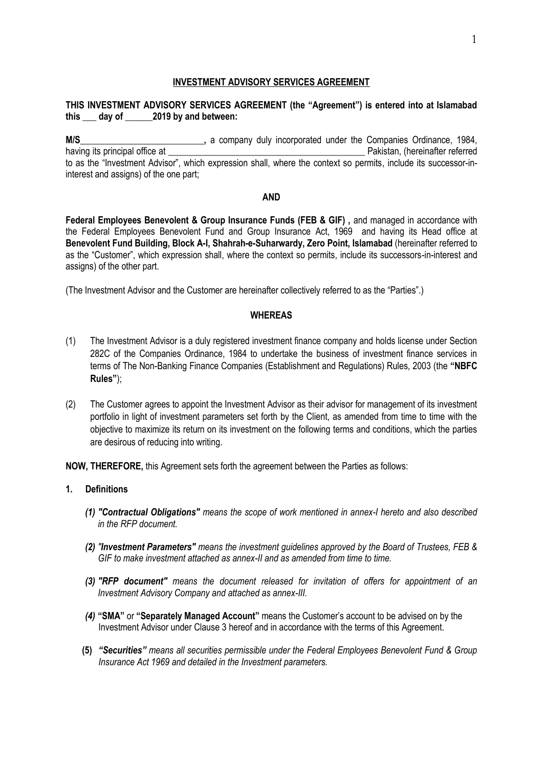# INVESTMENT ADVISORY SERVICES AGREEMENT

**THIS INVESTMENT ADVISORY SERVICES AGREEMENT (the "Agreement") is entered into at Islamabad this ___ day of ______2019 by and between:**

**M/S___________________________,** a company duly incorporated under the Companies Ordinance, 1984, having its principal office at ___________________________________________ Pakistan, (hereinafter referred to as the "Investment Advisor", which expression shall, where the context so permits, include its successor-in-interest and assigns) of the one part;

**AND**

**Federal Employees Benevolent & Group Insurance Funds (FEB & GIF) ,** and managed in accordance with the Federal Employees Benevolent Fund and Group Insurance Act, 1969 and having its Head office at **Benevolent Fund Building, Block A-I, Shahrah-e-Suharwardy, Zero Point, Islamabad** (hereinafter referred to as the "Customer", which expression shall, where the context so permits, include its successors-in-interest and assigns) of the other part.

(The Investment Advisor and the Customer are hereinafter collectively referred to as the "Parties".)

**WHEREAS**

(1) The Investment Advisor is a duly registered investment finance company and holds license under Section 282C of the Companies Ordinance, 1984 to undertake the business of investment finance services in terms of The Non-Banking Finance Companies (Establishment and Regulations) Rules, 2003 (the **"NBFC Rules"**);

(2) The Customer agrees to appoint the Investment Advisor as their advisor for management of its investment portfolio in light of investment parameters set forth by the Client, as amended from time to time with the objective to maximize its return on its investment on the following terms and conditions, which the parties are desirous of reducing into writing.

**NOW, THEREFORE,** this Agreement sets forth the agreement between the Parties as follows:

## 1. Definitions

*(1) **"Contractual Obligations"** means the scope of work mentioned in annex-I hereto and also described in the RFP document.*

*(2) **"Investment Parameters"** means the investment guidelines approved by the Board of Trustees, FEB & GIF to make investment attached as annex-II and as amended from time to time.*

*(3) **"RFP document"** means the document released for invitation of offers for appointment of an Investment Advisory Company and attached as annex-III.*

*(4)* **"SMA"** or **"Separately Managed Account"** means the Customer's account to be advised on by the Investment Advisor under Clause 3 hereof and in accordance with the terms of this Agreement.

**(5)** ***"Securities"*** *means all securities permissible under the Federal Employees Benevolent Fund & Group Insurance Act 1969 and detailed in the Investment parameters.*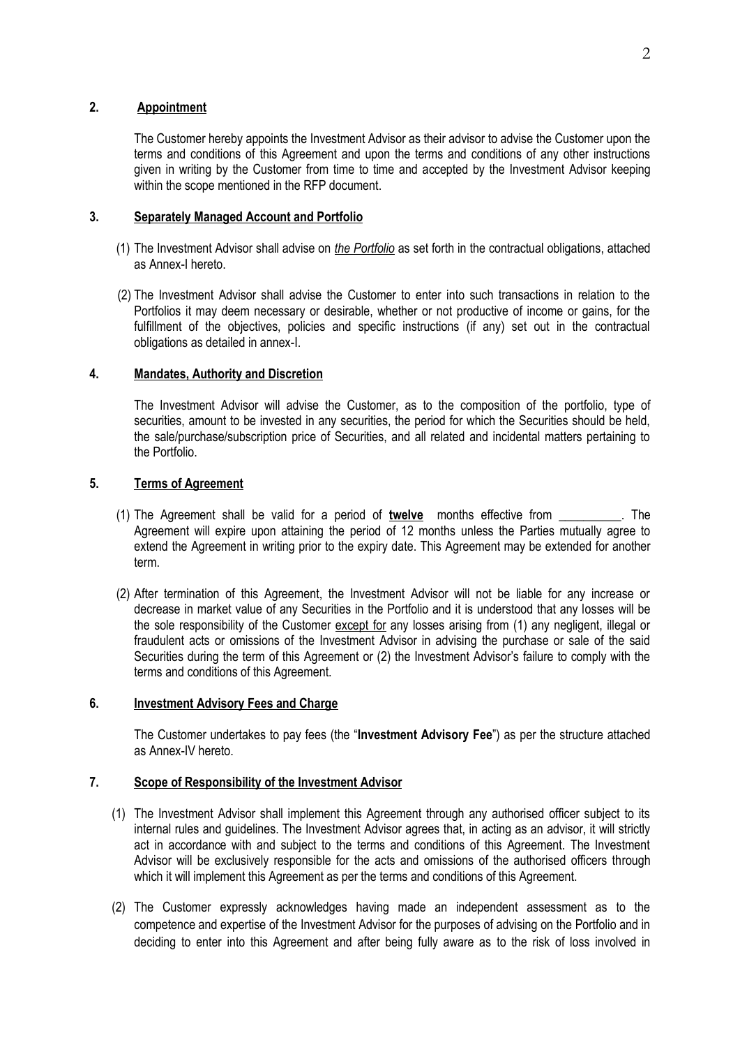## 2. Appointment

The Customer hereby appoints the Investment Advisor as their advisor to advise the Customer upon the terms and conditions of this Agreement and upon the terms and conditions of any other instructions given in writing by the Customer from time to time and accepted by the Investment Advisor keeping within the scope mentioned in the RFP document.

## 3. Separately Managed Account and Portfolio

(1) The Investment Advisor shall advise on *the Portfolio* as set forth in the contractual obligations, attached as Annex-I hereto.

(2) The Investment Advisor shall advise the Customer to enter into such transactions in relation to the Portfolios it may deem necessary or desirable, whether or not productive of income or gains, for the fulfillment of the objectives, policies and specific instructions (if any) set out in the contractual obligations as detailed in annex-I.

## 4. Mandates, Authority and Discretion

The Investment Advisor will advise the Customer, as to the composition of the portfolio, type of securities, amount to be invested in any securities, the period for which the Securities should be held, the sale/purchase/subscription price of Securities, and all related and incidental matters pertaining to the Portfolio.

## 5. Terms of Agreement

(1) The Agreement shall be valid for a period of **twelve** months effective from __________. The Agreement will expire upon attaining the period of 12 months unless the Parties mutually agree to extend the Agreement in writing prior to the expiry date. This Agreement may be extended for another term.

(2) After termination of this Agreement, the Investment Advisor will not be liable for any increase or decrease in market value of any Securities in the Portfolio and it is understood that any losses will be the sole responsibility of the Customer except for any losses arising from (1) any negligent, illegal or fraudulent acts or omissions of the Investment Advisor in advising the purchase or sale of the said Securities during the term of this Agreement or (2) the Investment Advisor's failure to comply with the terms and conditions of this Agreement.

## 6. Investment Advisory Fees and Charge

The Customer undertakes to pay fees (the "**Investment Advisory Fee**") as per the structure attached as Annex-IV hereto.

## 7. Scope of Responsibility of the Investment Advisor

(1) The Investment Advisor shall implement this Agreement through any authorised officer subject to its internal rules and guidelines. The Investment Advisor agrees that, in acting as an advisor, it will strictly act in accordance with and subject to the terms and conditions of this Agreement. The Investment Advisor will be exclusively responsible for the acts and omissions of the authorised officers through which it will implement this Agreement as per the terms and conditions of this Agreement.

(2) The Customer expressly acknowledges having made an independent assessment as to the competence and expertise of the Investment Advisor for the purposes of advising on the Portfolio and in deciding to enter into this Agreement and after being fully aware as to the risk of loss involved in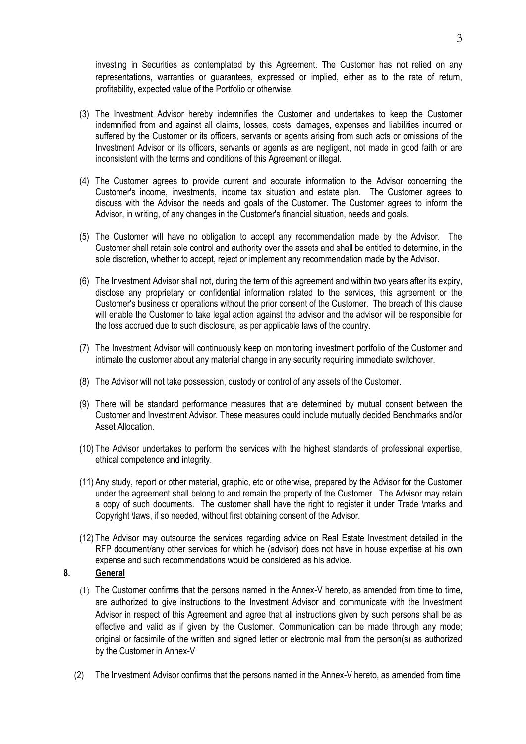investing in Securities as contemplated by this Agreement. The Customer has not relied on any representations, warranties or guarantees, expressed or implied, either as to the rate of return, profitability, expected value of the Portfolio or otherwise.

(3) The Investment Advisor hereby indemnifies the Customer and undertakes to keep the Customer indemnified from and against all claims, losses, costs, damages, expenses and liabilities incurred or suffered by the Customer or its officers, servants or agents arising from such acts or omissions of the Investment Advisor or its officers, servants or agents as are negligent, not made in good faith or are inconsistent with the terms and conditions of this Agreement or illegal.

(4) The Customer agrees to provide current and accurate information to the Advisor concerning the Customer's income, investments, income tax situation and estate plan. The Customer agrees to discuss with the Advisor the needs and goals of the Customer. The Customer agrees to inform the Advisor, in writing, of any changes in the Customer's financial situation, needs and goals.

(5) The Customer will have no obligation to accept any recommendation made by the Advisor. The Customer shall retain sole control and authority over the assets and shall be entitled to determine, in the sole discretion, whether to accept, reject or implement any recommendation made by the Advisor.

(6) The Investment Advisor shall not, during the term of this agreement and within two years after its expiry, disclose any proprietary or confidential information related to the services, this agreement or the Customer's business or operations without the prior consent of the Customer. The breach of this clause will enable the Customer to take legal action against the advisor and the advisor will be responsible for the loss accrued due to such disclosure, as per applicable laws of the country.

(7) The Investment Advisor will continuously keep on monitoring investment portfolio of the Customer and intimate the customer about any material change in any security requiring immediate switchover.

(8) The Advisor will not take possession, custody or control of any assets of the Customer.

(9) There will be standard performance measures that are determined by mutual consent between the Customer and Investment Advisor. These measures could include mutually decided Benchmarks and/or Asset Allocation.

(10) The Advisor undertakes to perform the services with the highest standards of professional expertise, ethical competence and integrity.

(11) Any study, report or other material, graphic, etc or otherwise, prepared by the Advisor for the Customer under the agreement shall belong to and remain the property of the Customer. The Advisor may retain a copy of such documents. The customer shall have the right to register it under Trade \marks and Copyright \laws, if so needed, without first obtaining consent of the Advisor.

(12) The Advisor may outsource the services regarding advice on Real Estate Investment detailed in the RFP document/any other services for which he (advisor) does not have in house expertise at his own expense and such recommendations would be considered as his advice.

**8. <u>General</u>**

(1) The Customer confirms that the persons named in the Annex-V hereto, as amended from time to time, are authorized to give instructions to the Investment Advisor and communicate with the Investment Advisor in respect of this Agreement and agree that all instructions given by such persons shall be as effective and valid as if given by the Customer. Communication can be made through any mode; original or facsimile of the written and signed letter or electronic mail from the person(s) as authorized by the Customer in Annex-V

(2) The Investment Advisor confirms that the persons named in the Annex-V hereto, as amended from time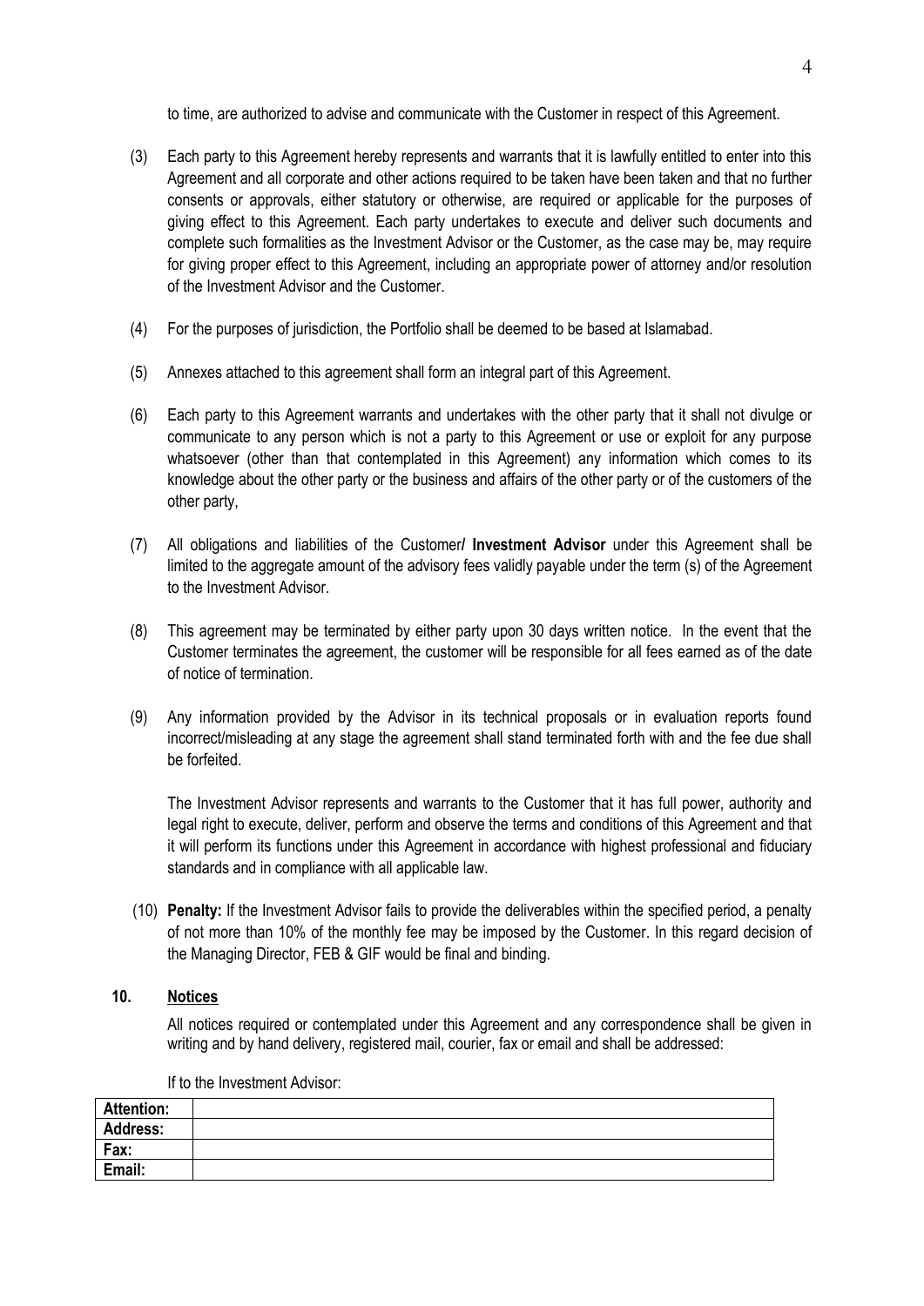to time, are authorized to advise and communicate with the Customer in respect of this Agreement.

(3) Each party to this Agreement hereby represents and warrants that it is lawfully entitled to enter into this Agreement and all corporate and other actions required to be taken have been taken and that no further consents or approvals, either statutory or otherwise, are required or applicable for the purposes of giving effect to this Agreement. Each party undertakes to execute and deliver such documents and complete such formalities as the Investment Advisor or the Customer, as the case may be, may require for giving proper effect to this Agreement, including an appropriate power of attorney and/or resolution of the Investment Advisor and the Customer.

(4) For the purposes of jurisdiction, the Portfolio shall be deemed to be based at Islamabad.

(5) Annexes attached to this agreement shall form an integral part of this Agreement.

(6) Each party to this Agreement warrants and undertakes with the other party that it shall not divulge or communicate to any person which is not a party to this Agreement or use or exploit for any purpose whatsoever (other than that contemplated in this Agreement) any information which comes to its knowledge about the other party or the business and affairs of the other party or of the customers of the other party,

(7) All obligations and liabilities of the Customer**/ Investment Advisor** under this Agreement shall be limited to the aggregate amount of the advisory fees validly payable under the term (s) of the Agreement to the Investment Advisor.

(8) This agreement may be terminated by either party upon 30 days written notice. In the event that the Customer terminates the agreement, the customer will be responsible for all fees earned as of the date of notice of termination.

(9) Any information provided by the Advisor in its technical proposals or in evaluation reports found incorrect/misleading at any stage the agreement shall stand terminated forth with and the fee due shall be forfeited.

The Investment Advisor represents and warrants to the Customer that it has full power, authority and legal right to execute, deliver, perform and observe the terms and conditions of this Agreement and that it will perform its functions under this Agreement in accordance with highest professional and fiduciary standards and in compliance with all applicable law.

(10) **Penalty:** If the Investment Advisor fails to provide the deliverables within the specified period, a penalty of not more than 10% of the monthly fee may be imposed by the Customer. In this regard decision of the Managing Director, FEB & GIF would be final and binding.

## 10. <u>Notices</u>

All notices required or contemplated under this Agreement and any correspondence shall be given in writing and by hand delivery, registered mail, courier, fax or email and shall be addressed:

If to the Investment Advisor:

| | |
|---|---|
| **Attention:** | |
| **Address:** | |
| **Fax:** | |
| **Email:** | |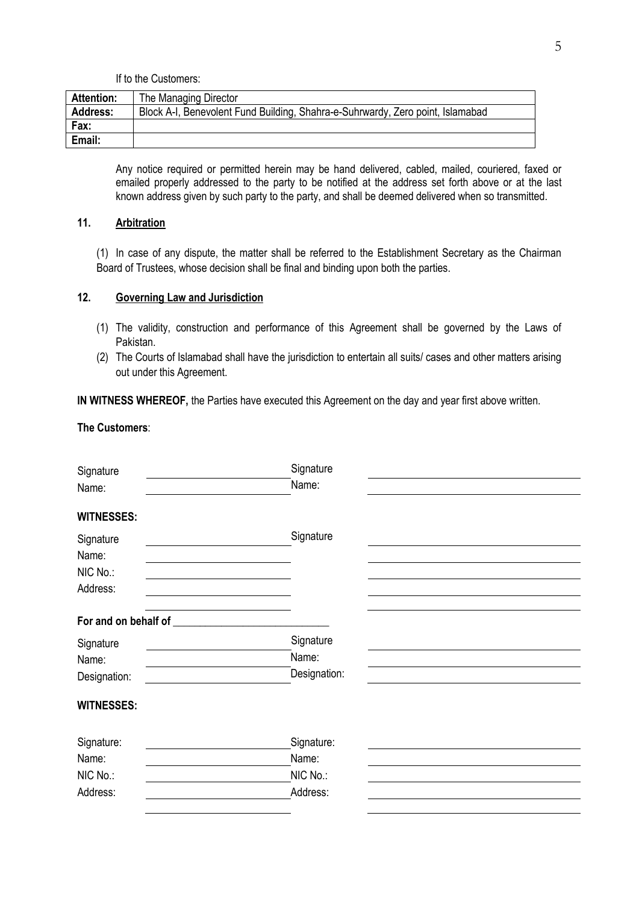If to the Customers:

| | |
|---|---|
| **Attention:** | The Managing Director |
| **Address:** | Block A-I, Benevolent Fund Building, Shahra-e-Suhrwardy, Zero point, Islamabad |
| **Fax:** | |
| **Email:** | |

Any notice required or permitted herein may be hand delivered, cabled, mailed, couriered, faxed or emailed properly addressed to the party to be notified at the address set forth above or at the last known address given by such party to the party, and shall be deemed delivered when so transmitted.

## 11. Arbitration

(1) In case of any dispute, the matter shall be referred to the Establishment Secretary as the Chairman Board of Trustees, whose decision shall be final and binding upon both the parties.

## 12. Governing Law and Jurisdiction

(1) The validity, construction and performance of this Agreement shall be governed by the Laws of Pakistan.

(2) The Courts of Islamabad shall have the jurisdiction to entertain all suits/ cases and other matters arising out under this Agreement.

**IN WITNESS WHEREOF,** the Parties have executed this Agreement on the day and year first above written.

**The Customers**:

Signature \_\_\_\_\_\_\_\_\_\_\_\_\_\_\_\_\_\_\_\_ Signature \_\_\_\_\_\_\_\_\_\_\_\_\_\_\_\_\_\_\_\_

Name: \_\_\_\_\_\_\_\_\_\_\_\_\_\_\_\_\_\_\_\_ Name: \_\_\_\_\_\_\_\_\_\_\_\_\_\_\_\_\_\_\_\_

**WITNESSES:**

Signature \_\_\_\_\_\_\_\_\_\_\_\_\_\_\_\_\_\_\_\_ Signature \_\_\_\_\_\_\_\_\_\_\_\_\_\_\_\_\_\_\_\_

Name: \_\_\_\_\_\_\_\_\_\_\_\_\_\_\_\_\_\_\_\_ \_\_\_\_\_\_\_\_\_\_\_\_\_\_\_\_\_\_\_\_

NIC No.: \_\_\_\_\_\_\_\_\_\_\_\_\_\_\_\_\_\_\_\_ \_\_\_\_\_\_\_\_\_\_\_\_\_\_\_\_\_\_\_\_

Address: \_\_\_\_\_\_\_\_\_\_\_\_\_\_\_\_\_\_\_\_ \_\_\_\_\_\_\_\_\_\_\_\_\_\_\_\_\_\_\_\_

\_\_\_\_\_\_\_\_\_\_\_\_\_\_\_\_\_\_\_\_ \_\_\_\_\_\_\_\_\_\_\_\_\_\_\_\_\_\_\_\_

**For and on behalf of** \_\_\_\_\_\_\_\_\_\_\_\_\_\_\_\_\_\_\_\_\_\_\_\_\_\_\_\_

Signature \_\_\_\_\_\_\_\_\_\_\_\_\_\_\_\_\_\_\_\_ Signature \_\_\_\_\_\_\_\_\_\_\_\_\_\_\_\_\_\_\_\_

Name: \_\_\_\_\_\_\_\_\_\_\_\_\_\_\_\_\_\_\_\_ Name: \_\_\_\_\_\_\_\_\_\_\_\_\_\_\_\_\_\_\_\_

Designation: \_\_\_\_\_\_\_\_\_\_\_\_\_\_\_\_\_\_\_\_ Designation: \_\_\_\_\_\_\_\_\_\_\_\_\_\_\_\_\_\_\_\_

**WITNESSES:**

Signature: \_\_\_\_\_\_\_\_\_\_\_\_\_\_\_\_\_\_\_\_ Signature: \_\_\_\_\_\_\_\_\_\_\_\_\_\_\_\_\_\_\_\_

Name: \_\_\_\_\_\_\_\_\_\_\_\_\_\_\_\_\_\_\_\_ Name: \_\_\_\_\_\_\_\_\_\_\_\_\_\_\_\_\_\_\_\_

NIC No.: \_\_\_\_\_\_\_\_\_\_\_\_\_\_\_\_\_\_\_\_ NIC No.: \_\_\_\_\_\_\_\_\_\_\_\_\_\_\_\_\_\_\_\_

Address: \_\_\_\_\_\_\_\_\_\_\_\_\_\_\_\_\_\_\_\_ Address: \_\_\_\_\_\_\_\_\_\_\_\_\_\_\_\_\_\_\_\_

\_\_\_\_\_\_\_\_\_\_\_\_\_\_\_\_\_\_\_\_ \_\_\_\_\_\_\_\_\_\_\_\_\_\_\_\_\_\_\_\_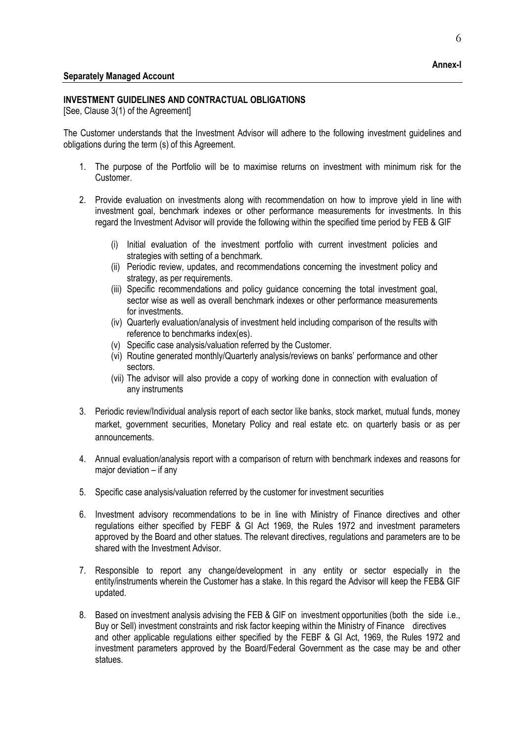**Annex-I**

**Separately Managed Account**

**INVESTMENT GUIDELINES AND CONTRACTUAL OBLIGATIONS**

[See, Clause 3(1) of the Agreement]

The Customer understands that the Investment Advisor will adhere to the following investment guidelines and obligations during the term (s) of this Agreement.

1. The purpose of the Portfolio will be to maximise returns on investment with minimum risk for the Customer.

2. Provide evaluation on investments along with recommendation on how to improve yield in line with investment goal, benchmark indexes or other performance measurements for investments. In this regard the Investment Advisor will provide the following within the specified time period by FEB & GIF

    (i) Initial evaluation of the investment portfolio with current investment policies and strategies with setting of a benchmark.
    (ii) Periodic review, updates, and recommendations concerning the investment policy and strategy, as per requirements.
    (iii) Specific recommendations and policy guidance concerning the total investment goal, sector wise as well as overall benchmark indexes or other performance measurements for investments.
    (iv) Quarterly evaluation/analysis of investment held including comparison of the results with reference to benchmarks index(es).
    (v) Specific case analysis/valuation referred by the Customer.
    (vi) Routine generated monthly/Quarterly analysis/reviews on banks' performance and other sectors.
    (vii) The advisor will also provide a copy of working done in connection with evaluation of any instruments

3. Periodic review/Individual analysis report of each sector like banks, stock market, mutual funds, money market, government securities, Monetary Policy and real estate etc. on quarterly basis or as per announcements.

4. Annual evaluation/analysis report with a comparison of return with benchmark indexes and reasons for major deviation – if any

5. Specific case analysis/valuation referred by the customer for investment securities

6. Investment advisory recommendations to be in line with Ministry of Finance directives and other regulations either specified by FEBF & GI Act 1969, the Rules 1972 and investment parameters approved by the Board and other statues. The relevant directives, regulations and parameters are to be shared with the Investment Advisor.

7. Responsible to report any change/development in any entity or sector especially in the entity/instruments wherein the Customer has a stake. In this regard the Advisor will keep the FEB& GIF updated.

8. Based on investment analysis advising the FEB & GIF on investment opportunities (both the side i.e., Buy or Sell) investment constraints and risk factor keeping within the Ministry of Finance directives and other applicable regulations either specified by the FEBF & GI Act, 1969, the Rules 1972 and investment parameters approved by the Board/Federal Government as the case may be and other statues.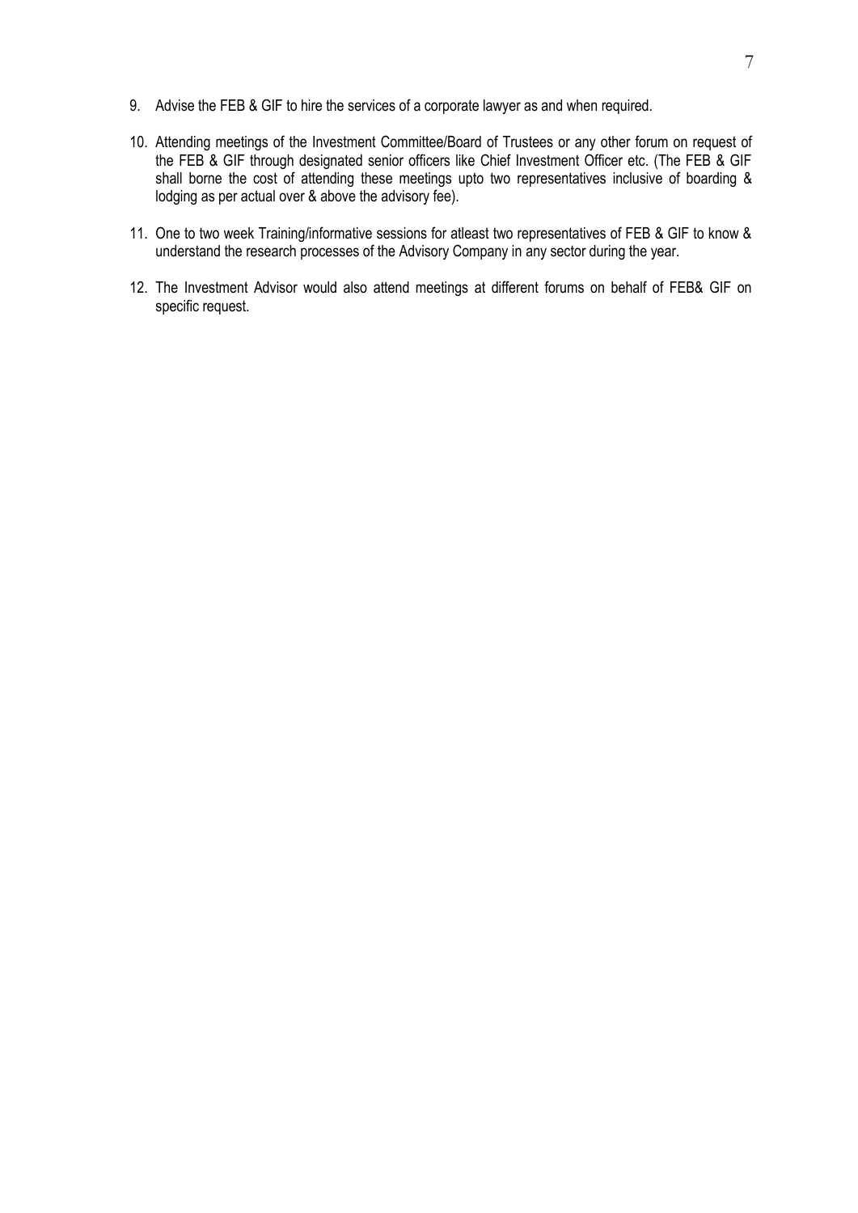9. Advise the FEB & GIF to hire the services of a corporate lawyer as and when required.
10. Attending meetings of the Investment Committee/Board of Trustees or any other forum on request of the FEB & GIF through designated senior officers like Chief Investment Officer etc. (The FEB & GIF shall borne the cost of attending these meetings upto two representatives inclusive of boarding & lodging as per actual over & above the advisory fee).
11. One to two week Training/informative sessions for atleast two representatives of FEB & GIF to know & understand the research processes of the Advisory Company in any sector during the year.
12. The Investment Advisor would also attend meetings at different forums on behalf of FEB& GIF on specific request.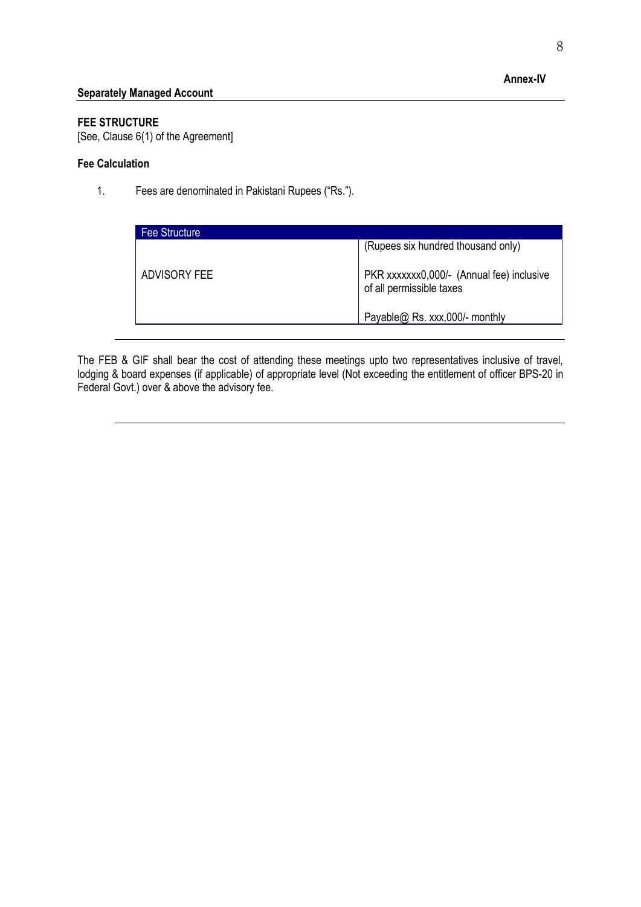**Annex-IV**

**Separately Managed Account**

**FEE STRUCTURE**
[See, Clause 6(1) of the Agreement]

**Fee Calculation**

1. Fees are denominated in Pakistani Rupees ("Rs.").

| Fee Structure | |
|---|---|
| ADVISORY FEE | (Rupees six hundred thousand only)<br><br>PKR xxxxxxx0,000/- (Annual fee) inclusive of all permissible taxes<br><br>Payable@ Rs. xxx,000/- monthly |

The FEB & GIF shall bear the cost of attending these meetings upto two representatives inclusive of travel, lodging & board expenses (if applicable) of appropriate level (Not exceeding the entitlement of officer BPS-20 in Federal Govt.) over & above the advisory fee.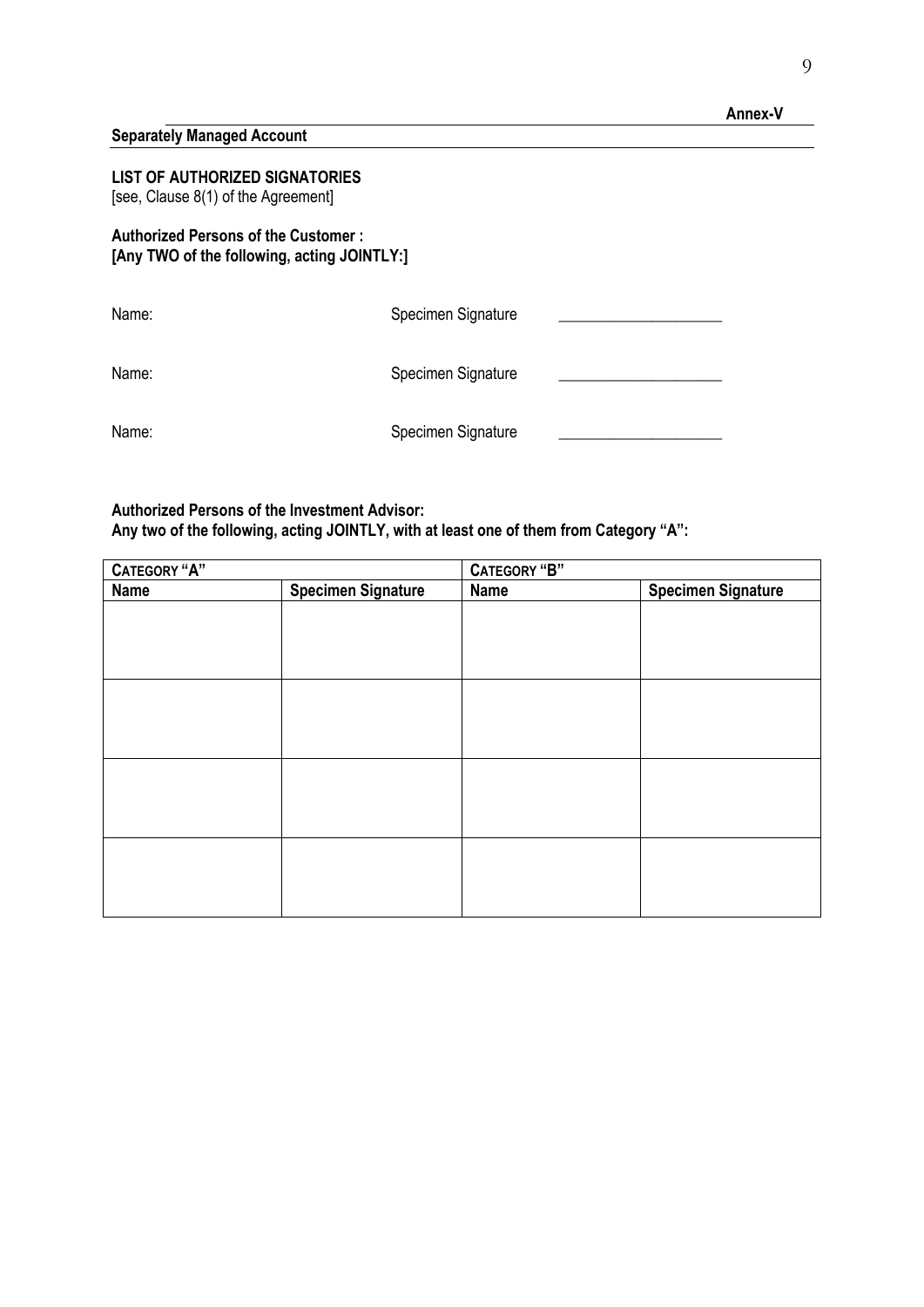**Annex-V**

**Separately Managed Account**

**LIST OF AUTHORIZED SIGNATORIES**
[see, Clause 8(1) of the Agreement]

**Authorized Persons of the Customer :**
**[Any TWO of the following, acting JOINTLY:]**

Name: Specimen Signature ____________________

Name: Specimen Signature ____________________

Name: Specimen Signature ____________________

**Authorized Persons of the Investment Advisor:**
**Any two of the following, acting JOINTLY, with at least one of them from Category "A":**

| CATEGORY "A" | | CATEGORY "B" | |
|---|---|---|---|
| **Name** | **Specimen Signature** | **Name** | **Specimen Signature** |
| | | | |
| | | | |
| | | | |
| | | | |